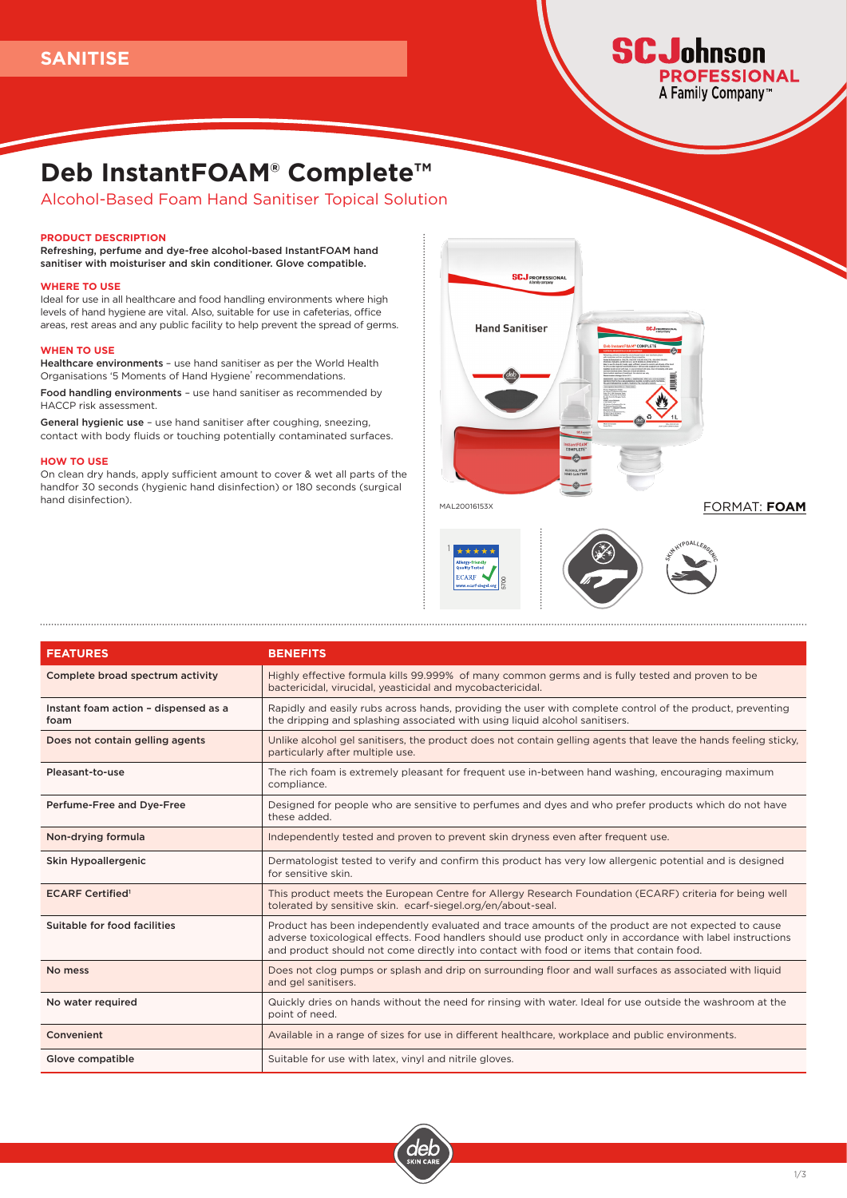SANITISE

# Deb InstantFOAM® Complete™

## Alcohol-Based Foam Hand Sanitiser Topical Solution

**PRODUCT DESCRIPTION**

**Refreshing, perfume and dye-free alcohol-based InstantFOAM hand sanitiser with moisturiser and skin conditioner. Glove compatible.**

**WHERE TO USE**

Ideal for use in all healthcare and food handling environments where high levels of hand hygiene are vital. Also, suitable for use in cafeterias, office areas, rest areas and any public facility to help prevent the spread of germs.

**WHEN TO USE**

**Healthcare environments** – use hand sanitiser as per the World Health Organisations '5 Moments of Hand Hygiene' recommendations.

**Food handling environments** – use hand sanitiser as recommended by HACCP risk assessment.

**General hygienic use** – use hand sanitiser after coughing, sneezing, contact with body fluids or touching potentially contaminated surfaces.

**HOW TO USE**

On clean dry hands, apply sufficient amount to cover & wet all parts of the handfor 30 seconds (hygienic hand disinfection) or 180 seconds (surgical hand disinfection).

MAL20016153X

FORMAT: **FOAM**

| FEATURES | BENEFITS |
|---|---|
| Complete broad spectrum activity | Highly effective formula kills 99.999% of many common germs and is fully tested and proven to be bactericidal, virucidal, yeasticidal and mycobactericidal. |
| Instant foam action – dispensed as a foam | Rapidly and easily rubs across hands, providing the user with complete control of the product, preventing the dripping and splashing associated with using liquid alcohol sanitisers. |
| Does not contain gelling agents | Unlike alcohol gel sanitisers, the product does not contain gelling agents that leave the hands feeling sticky, particularly after multiple use. |
| Pleasant-to-use | The rich foam is extremely pleasant for frequent use in-between hand washing, encouraging maximum compliance. |
| Perfume-Free and Dye-Free | Designed for people who are sensitive to perfumes and dyes and who prefer products which do not have these added. |
| Non-drying formula | Independently tested and proven to prevent skin dryness even after frequent use. |
| Skin Hypoallergenic | Dermatologist tested to verify and confirm this product has very low allergenic potential and is designed for sensitive skin. |
| ECARF Certified[1] | This product meets the European Centre for Allergy Research Foundation (ECARF) criteria for being well tolerated by sensitive skin. ecarf-siegel.org/en/about-seal. |
| Suitable for food facilities | Product has been independently evaluated and trace amounts of the product are not expected to cause adverse toxicological effects. Food handlers should use product only in accordance with label instructions and product should not come directly into contact with food or items that contain food. |
| No mess | Does not clog pumps or splash and drip on surrounding floor and wall surfaces as associated with liquid and gel sanitisers. |
| No water required | Quickly dries on hands without the need for rinsing with water. Ideal for use outside the washroom at the point of need. |
| Convenient | Available in a range of sizes for use in different healthcare, workplace and public environments. |
| Glove compatible | Suitable for use with latex, vinyl and nitrile gloves. |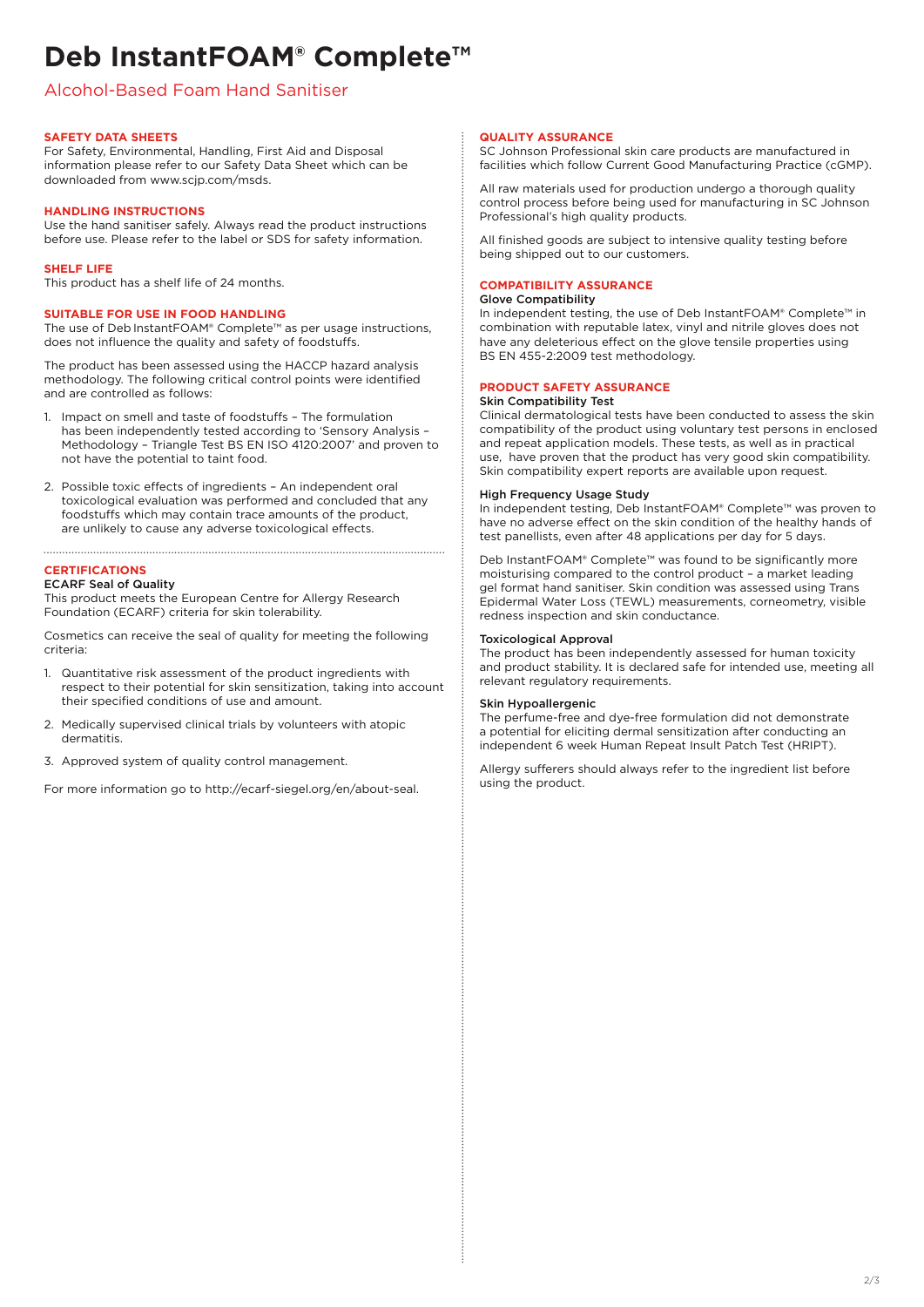# Deb InstantFOAM® Complete™

## Alcohol-Based Foam Hand Sanitiser

### SAFETY DATA SHEETS

For Safety, Environmental, Handling, First Aid and Disposal information please refer to our Safety Data Sheet which can be downloaded from www.scjp.com/msds.

### HANDLING INSTRUCTIONS

Use the hand sanitiser safely. Always read the product instructions before use. Please refer to the label or SDS for safety information.

### SHELF LIFE

This product has a shelf life of 24 months.

### SUITABLE FOR USE IN FOOD HANDLING

The use of Deb InstantFOAM® Complete™ as per usage instructions, does not influence the quality and safety of foodstuffs.

The product has been assessed using the HACCP hazard analysis methodology. The following critical control points were identified and are controlled as follows:

1. Impact on smell and taste of foodstuffs – The formulation has been independently tested according to 'Sensory Analysis – Methodology – Triangle Test BS EN ISO 4120:2007' and proven to not have the potential to taint food.
2. Possible toxic effects of ingredients – An independent oral toxicological evaluation was performed and concluded that any foodstuffs which may contain trace amounts of the product, are unlikely to cause any adverse toxicological effects.

---

### CERTIFICATIONS

**ECARF Seal of Quality**

This product meets the European Centre for Allergy Research Foundation (ECARF) criteria for skin tolerability.

Cosmetics can receive the seal of quality for meeting the following criteria:

1. Quantitative risk assessment of the product ingredients with respect to their potential for skin sensitization, taking into account their specified conditions of use and amount.
2. Medically supervised clinical trials by volunteers with atopic dermatitis.
3. Approved system of quality control management.

For more information go to http://ecarf-siegel.org/en/about-seal.

### QUALITY ASSURANCE

SC Johnson Professional skin care products are manufactured in facilities which follow Current Good Manufacturing Practice (cGMP).

All raw materials used for production undergo a thorough quality control process before being used for manufacturing in SC Johnson Professional's high quality products.

All finished goods are subject to intensive quality testing before being shipped out to our customers.

### COMPATIBILITY ASSURANCE

**Glove Compatibility**

In independent testing, the use of Deb InstantFOAM® Complete™ in combination with reputable latex, vinyl and nitrile gloves does not have any deleterious effect on the glove tensile properties using BS EN 455-2:2009 test methodology.

### PRODUCT SAFETY ASSURANCE

**Skin Compatibility Test**

Clinical dermatological tests have been conducted to assess the skin compatibility of the product using voluntary test persons in enclosed and repeat application models. These tests, as well as in practical use, have proven that the product has very good skin compatibility. Skin compatibility expert reports are available upon request.

**High Frequency Usage Study**

In independent testing, Deb InstantFOAM® Complete™ was proven to have no adverse effect on the skin condition of the healthy hands of test panellists, even after 48 applications per day for 5 days.

Deb InstantFOAM® Complete™ was found to be significantly more moisturising compared to the control product – a market leading gel format hand sanitiser. Skin condition was assessed using Trans Epidermal Water Loss (TEWL) measurements, corneometry, visible redness inspection and skin conductance.

**Toxicological Approval**

The product has been independently assessed for human toxicity and product stability. It is declared safe for intended use, meeting all relevant regulatory requirements.

**Skin Hypoallergenic**

The perfume-free and dye-free formulation did not demonstrate a potential for eliciting dermal sensitization after conducting an independent 6 week Human Repeat Insult Patch Test (HRIPT).

Allergy sufferers should always refer to the ingredient list before using the product.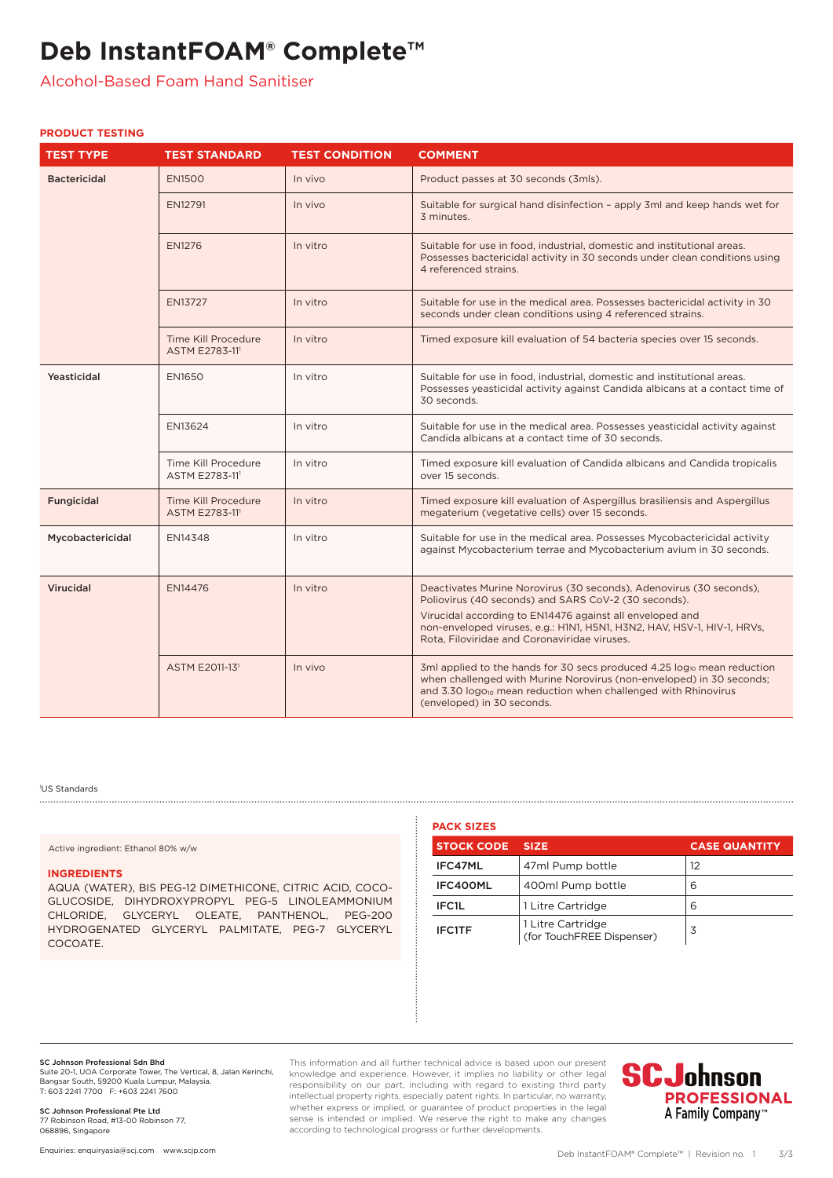# Deb InstantFOAM® Complete™

Alcohol-Based Foam Hand Sanitiser

## PRODUCT TESTING

| TEST TYPE | TEST STANDARD | TEST CONDITION | COMMENT |
| --- | --- | --- | --- |
| **Bactericidal** | EN1500 | In vivo | Product passes at 30 seconds (3mls). |
| | EN12791 | In vivo | Suitable for surgical hand disinfection – apply 3ml and keep hands wet for 3 minutes. |
| | EN1276 | In vitro | Suitable for use in food, industrial, domestic and institutional areas. Possesses bactericidal activity in 30 seconds under clean conditions using 4 referenced strains. |
| | EN13727 | In vitro | Suitable for use in the medical area. Possesses bactericidal activity in 30 seconds under clean conditions using 4 referenced strains. |
| | Time Kill Procedure ASTM E2783-11[1] | In vitro | Timed exposure kill evaluation of 54 bacteria species over 15 seconds. |
| **Yeasticidal** | EN1650 | In vitro | Suitable for use in food, industrial, domestic and institutional areas. Possesses yeasticidal activity against Candida albicans at a contact time of 30 seconds. |
| | EN13624 | In vitro | Suitable for use in the medical area. Possesses yeasticidal activity against Candida albicans at a contact time of 30 seconds. |
| | Time Kill Procedure ASTM E2783-11[1] | In vitro | Timed exposure kill evaluation of Candida albicans and Candida tropicalis over 15 seconds. |
| **Fungicidal** | Time Kill Procedure ASTM E2783-11[1] | In vitro | Timed exposure kill evaluation of Aspergillus brasiliensis and Aspergillus megaterium (vegetative cells) over 15 seconds. |
| **Mycobactericidal** | EN14348 | In vitro | Suitable for use in the medical area. Possesses Mycobactericidal activity against Mycobacterium terrae and Mycobacterium avium in 30 seconds. |
| **Virucidal** | EN14476 | In vitro | Deactivates Murine Norovirus (30 seconds), Adenovirus (30 seconds), Poliovirus (40 seconds) and SARS CoV-2 (30 seconds). Virucidal according to EN14476 against all enveloped and non-enveloped viruses, e.g.: H1N1, H5N1, H3N2, HAV, HSV-1, HIV-1, HRVs, Rota, Filoviridae and Coronaviridae viruses. |
| | ASTM E2011-13[1] | In vivo | 3ml applied to the hands for 30 secs produced 4.25 $log_{10}$ mean reduction when challenged with Murine Norovirus (non-enveloped) in 30 seconds; and 3.30 $logo_{10}$ mean reduction when challenged with Rhinovirus (enveloped) in 30 seconds. |

[1]US Standards

Active ingredient: Ethanol 80% w/w

### INGREDIENTS

AQUA (WATER), BIS PEG-12 DIMETHICONE, CITRIC ACID, COCO-GLUCOSIDE, DIHYDROXYPROPYL PEG-5 LINOLEAMMONIUM CHLORIDE, GLYCERYL OLEATE, PANTHENOL, PEG-200 HYDROGENATED GLYCERYL PALMITATE, PEG-7 GLYCERYL COCOATE.

### PACK SIZES

| STOCK CODE | SIZE | CASE QUANTITY |
| --- | --- | --- |
| IFC47ML | 47ml Pump bottle | 12 |
| IFC400ML | 400ml Pump bottle | 6 |
| IFC1L | 1 Litre Cartridge | 6 |
| IFC1TF | 1 Litre Cartridge (for TouchFREE Dispenser) | 3 |

**SC Johnson Professional Sdn Bhd**
Suite 20-1, UOA Corporate Tower, The Vertical, 8, Jalan Kerinchi, Bangsar South, 59200 Kuala Lumpur, Malaysia.
T: 603 2241 7700 F: +603 2241 7600

**SC Johnson Professional Pte Ltd**
77 Robinson Road, #13-00 Robinson 77, 068896, Singapore

Enquiries: enquiryasia@scj.com www.scjp.com

This information and all further technical advice is based upon our present knowledge and experience. However, it implies no liability or other legal responsibility on our part, including with regard to existing third party intellectual property rights, especially patent rights. In particular, no warranty, whether express or implied, or guarantee of product properties in the legal sense is intended or implied. We reserve the right to make any changes according to technological progress or further developments.

SC Johnson PROFESSIONAL A Family Company™